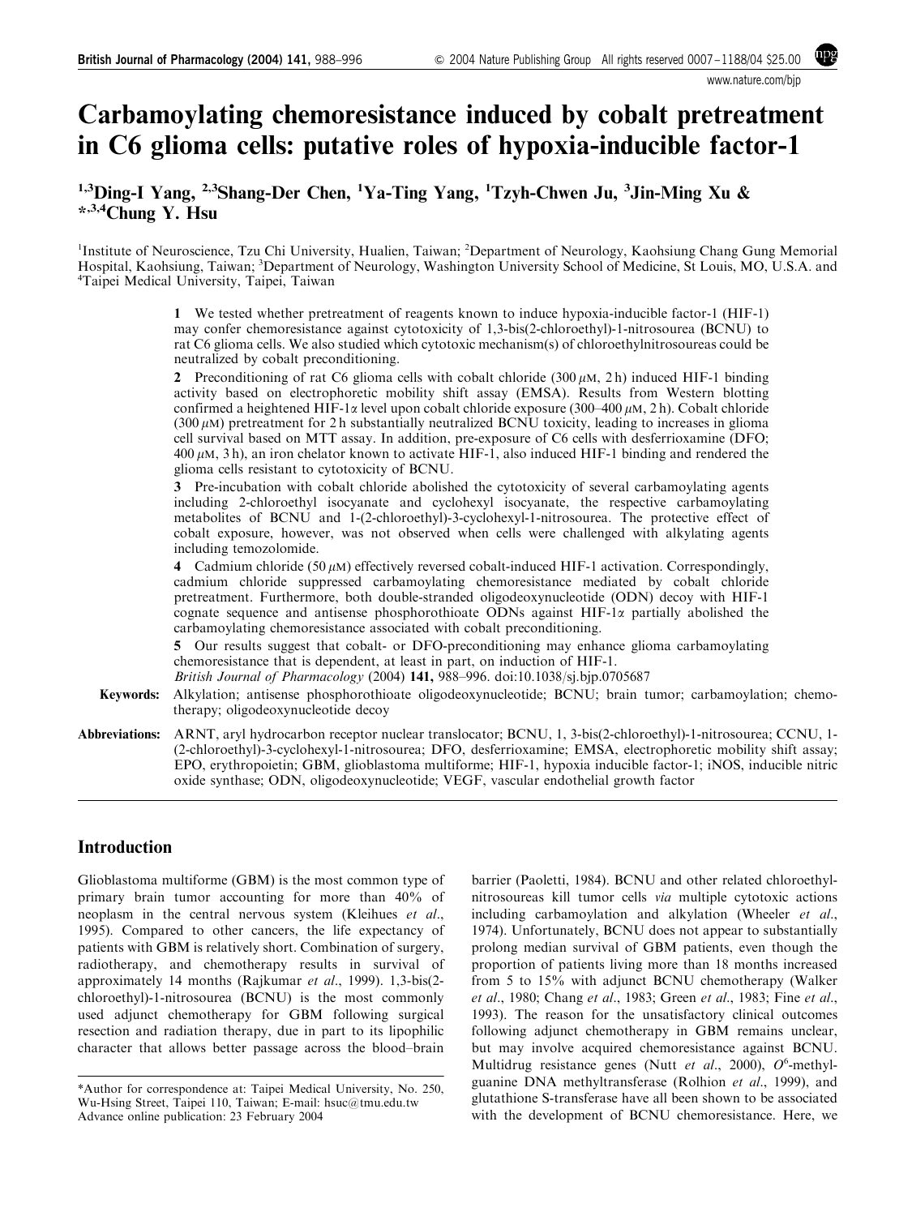# Carbamoylating chemoresistance induced by cobalt pretreatment in C6 glioma cells: putative roles of hypoxia-inducible factor-1

[1,3]Ding-I Yang, [2,3]Shang-Der Chen, [1]Ya-Ting Yang, [1]Tzyh-Chwen Ju, [3]Jin-Ming Xu & *,[3,4]Chung Y. Hsu

[1]Institute of Neuroscience, Tzu Chi University, Hualien, Taiwan; [2]Department of Neurology, Kaohsiung Chang Gung Memorial Hospital, Kaohsiung, Taiwan; [3]Department of Neurology, Washington University School of Medicine, St Louis, MO, U.S.A. and [4]Taipei Medical University, Taipei, Taiwan

**1** We tested whether pretreatment of reagents known to induce hypoxia-inducible factor-1 (HIF-1) may confer chemoresistance against cytotoxicity of 1,3-bis(2-chloroethyl)-1-nitrosourea (BCNU) to rat C6 glioma cells. We also studied which cytotoxic mechanism(s) of chloroethylnitrosoureas could be neutralized by cobalt preconditioning.

**2** Preconditioning of rat C6 glioma cells with cobalt chloride (300 $\mu$M, 2 h) induced HIF-1 binding activity based on electrophoretic mobility shift assay (EMSA). Results from Western blotting confirmed a heightened HIF-1$\alpha$ level upon cobalt chloride exposure (300–400 $\mu$M, 2 h). Cobalt chloride (300 $\mu$M) pretreatment for 2 h substantially neutralized BCNU toxicity, leading to increases in glioma cell survival based on MTT assay. In addition, pre-exposure of C6 cells with desferrioxamine (DFO; 400 $\mu$M, 3 h), an iron chelator known to activate HIF-1, also induced HIF-1 binding and rendered the glioma cells resistant to cytotoxicity of BCNU.

**3** Pre-incubation with cobalt chloride abolished the cytotoxicity of several carbamoylating agents including 2-chloroethyl isocyanate and cyclohexyl isocyanate, the respective carbamoylating metabolites of BCNU and 1-(2-chloroethyl)-3-cyclohexyl-1-nitrosourea. The protective effect of cobalt exposure, however, was not observed when cells were challenged with alkylating agents including temozolomide.

**4** Cadmium chloride (50 $\mu$M) effectively reversed cobalt-induced HIF-1 activation. Correspondingly, cadmium chloride suppressed carbamoylating chemoresistance mediated by cobalt chloride pretreatment. Furthermore, both double-stranded oligodeoxynucleotide (ODN) decoy with HIF-1 cognate sequence and antisense phosphorothioate ODNs against HIF-1$\alpha$ partially abolished the carbamoylating chemoresistance associated with cobalt preconditioning.

**5** Our results suggest that cobalt- or DFO-preconditioning may enhance glioma carbamoylating chemoresistance that is dependent, at least in part, on induction of HIF-1.

*British Journal of Pharmacology* (2004) **141,** 988–996. doi:10.1038/sj.bjp.0705687

**Keywords:** Alkylation; antisense phosphorothioate oligodeoxynucleotide; BCNU; brain tumor; carbamoylation; chemotherapy; oligodeoxynucleotide decoy

**Abbreviations:** ARNT, aryl hydrocarbon receptor nuclear translocator; BCNU, 1, 3-bis(2-chloroethyl)-1-nitrosourea; CCNU, 1-(2-chloroethyl)-3-cyclohexyl-1-nitrosourea; DFO, desferrioxamine; EMSA, electrophoretic mobility shift assay; EPO, erythropoietin; GBM, glioblastoma multiforme; HIF-1, hypoxia inducible factor-1; iNOS, inducible nitric oxide synthase; ODN, oligodeoxynucleotide; VEGF, vascular endothelial growth factor

## Introduction

Glioblastoma multiforme (GBM) is the most common type of primary brain tumor accounting for more than 40% of neoplasm in the central nervous system (Kleihues *et al*., 1995). Compared to other cancers, the life expectancy of patients with GBM is relatively short. Combination of surgery, radiotherapy, and chemotherapy results in survival of approximately 14 months (Rajkumar *et al*., 1999). 1,3-bis(2-chloroethyl)-1-nitrosourea (BCNU) is the most commonly used adjunct chemotherapy for GBM following surgical resection and radiation therapy, due in part to its lipophilic character that allows better passage across the blood–brain barrier (Paoletti, 1984). BCNU and other related chloroethylnitrosoureas kill tumor cells *via* multiple cytotoxic actions including carbamoylation and alkylation (Wheeler *et al*., 1974). Unfortunately, BCNU does not appear to substantially prolong median survival of GBM patients, even though the proportion of patients living more than 18 months increased from 5 to 15% with adjunct BCNU chemotherapy (Walker *et al*., 1980; Chang *et al*., 1983; Green *et al*., 1983; Fine *et al*., 1993). The reason for the unsatisfactory clinical outcomes following adjunct chemotherapy in GBM remains unclear, but may involve acquired chemoresistance against BCNU. Multidrug resistance genes (Nutt *et al*., 2000), $O^6$-methylguanine DNA methyltransferase (Rolhion *et al*., 1999), and glutathione S-transferase have all been shown to be associated with the development of BCNU chemoresistance. Here, we

*Author for correspondence at: Taipei Medical University, No. 250, Wu-Hsing Street, Taipei 110, Taiwan; E-mail: hsuc@tmu.edu.tw
Advance online publication: 23 February 2004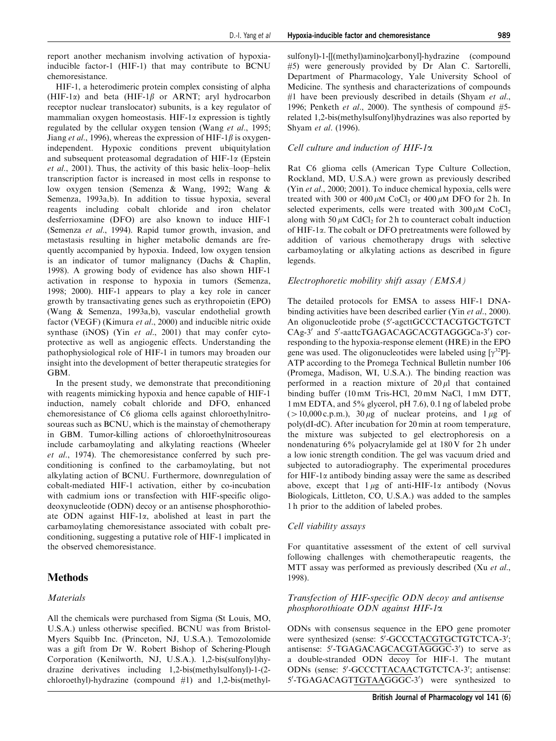report another mechanism involving activation of hypoxia-inducible factor-1 (HIF-1) that may contribute to BCNU chemoresistance.

HIF-1, a heterodimeric protein complex consisting of alpha (HIF-1$\alpha$) and beta (HIF-1$\beta$ or ARNT; aryl hydrocarbon receptor nuclear translocator) subunits, is a key regulator of mammalian oxygen homeostasis. HIF-1$\alpha$ expression is tightly regulated by the cellular oxygen tension (Wang *et al*., 1995; Jiang *et al*., 1996), whereas the expression of HIF-1$\beta$ is oxygen-independent. Hypoxic conditions prevent ubiquitylation and subsequent proteasomal degradation of HIF-1$\alpha$ (Epstein *et al*., 2001). Thus, the activity of this basic helix–loop–helix transcription factor is increased in most cells in response to low oxygen tension (Semenza & Wang, 1992; Wang & Semenza, 1993a,b). In addition to tissue hypoxia, several reagents including cobalt chloride and iron chelator desferrioxamine (DFO) are also known to induce HIF-1 (Semenza *et al*., 1994). Rapid tumor growth, invasion, and metastasis resulting in higher metabolic demands are frequently accompanied by hypoxia. Indeed, low oxygen tension is an indicator of tumor malignancy (Dachs & Chaplin, 1998). A growing body of evidence has also shown HIF-1 activation in response to hypoxia in tumors (Semenza, 1998; 2000). HIF-1 appears to play a key role in cancer growth by transactivating genes such as erythropoietin (EPO) (Wang & Semenza, 1993a,b), vascular endothelial growth factor (VEGF) (Kimura *et al*., 2000) and inducible nitric oxide synthase (iNOS) (Yin *et al*., 2001) that may confer cytoprotective as well as angiogenic effects. Understanding the pathophysiological role of HIF-1 in tumors may broaden our insight into the development of better therapeutic strategies for GBM.

In the present study, we demonstrate that preconditioning with reagents mimicking hypoxia and hence capable of HIF-1 induction, namely cobalt chloride and DFO, enhanced chemoresistance of C6 glioma cells against chloroethylnitrosoureas such as BCNU, which is the mainstay of chemotherapy in GBM. Tumor-killing actions of chloroethylnitrosoureas include carbamoylating and alkylating reactions (Wheeler *et al*., 1974). The chemoresistance conferred by such preconditioning is confined to the carbamoylating, but not alkylating action of BCNU. Furthermore, downregulation of cobalt-mediated HIF-1 activation, either by co-incubation with cadmium ions or transfection with HIF-specific oligodeoxynucleotide (ODN) decoy or an antisense phosphorothioate ODN against HIF-1$\alpha$, abolished at least in part the carbamoylating chemoresistance associated with cobalt preconditioning, suggesting a putative role of HIF-1 implicated in the observed chemoresistance.

## Methods

### *Materials*

All the chemicals were purchased from Sigma (St Louis, MO, U.S.A.) unless otherwise specified. BCNU was from Bristol-Myers Squibb Inc. (Princeton, NJ, U.S.A.). Temozolomide was a gift from Dr W. Robert Bishop of Schering-Plough Corporation (Kenilworth, NJ, U.S.A.). 1,2-bis(sulfonyl)hydrazine derivatives including 1,2-bis(methylsulfonyl)-1-(2-chloroethyl)-hydrazine (compound #1) and 1,2-bis(methylsulfonyl)-1-[[(methyl)amino]carbonyl]-hydrazine (compound #5) were generously provided by Dr Alan C. Sartorelli, Department of Pharmacology, Yale University School of Medicine. The synthesis and characterizations of compounds #1 have been previously described in details (Shyam *et al*., 1996; Penketh *et al*., 2000). The synthesis of compound #5-related 1,2-bis(methylsulfonyl)hydrazines was also reported by Shyam *et al*. (1996).

### *Cell culture and induction of HIF-1α*

Rat C6 glioma cells (American Type Culture Collection, Rockland, MD, U.S.A.) were grown as previously described (Yin *et al*., 2000; 2001). To induce chemical hypoxia, cells were treated with 300 or 400 $\mu$M $CoCl_2$ or 400 $\mu$M DFO for 2 h. In selected experiments, cells were treated with 300 $\mu$M $CoCl_2$ along with 50 $\mu$M $CdCl_2$ for 2 h to counteract cobalt induction of HIF-1$\alpha$. The cobalt or DFO pretreatments were followed by addition of various chemotherapy drugs with selective carbamoylating or alkylating actions as described in figure legends.

### *Electrophoretic mobility shift assay (EMSA)*

The detailed protocols for EMSA to assess HIF-1 DNA-binding activities have been described earlier (Yin *et al*., 2000). An oligonucleotide probe (5′-agcttGCCCTACGTGCTGTCT CAg-3′ and 5′-aattcTGAGACAGCACGTAGGGCa-3′) corresponding to the hypoxia-response element (HRE) in the EPO gene was used. The oligonucleotides were labeled using [$\gamma^{32}$P]-ATP according to the Promega Technical Bulletin number 106 (Promega, Madison, WI, U.S.A.). The binding reaction was performed in a reaction mixture of 20 $\mu$l that contained binding buffer (10 mM Tris-HCl, 20 mM NaCl, 1 mM DTT, 1 mM EDTA, and 5% glycerol, pH 7.6), 0.1 ng of labeled probe (>10,000 c.p.m.), 30 $\mu$g of nuclear proteins, and 1 $\mu$g of poly(dI-dC). After incubation for 20 min at room temperature, the mixture was subjected to gel electrophoresis on a nondenaturing 6% polyacrylamide gel at 180 V for 2 h under a low ionic strength condition. The gel was vacuum dried and subjected to autoradiography. The experimental procedures for HIF-1$\alpha$ antibody binding assay were the same as described above, except that 1 $\mu$g of anti-HIF-1$\alpha$ antibody (Novus Biologicals, Littleton, CO, U.S.A.) was added to the samples 1 h prior to the addition of labeled probes.

### *Cell viability assays*

For quantitative assessment of the extent of cell survival following challenges with chemotherapeutic reagents, the MTT assay was performed as previously described (Xu *et al*., 1998).

### *Transfection of HIF-specific ODN decoy and antisense phosphorothioate ODN against HIF-1α*

ODNs with consensus sequence in the EPO gene promoter were synthesized (sense: 5′-GCCCTACGTGCTGTCTCA-3′; antisense: 5′-TGAGACAGCACGTAGGGC-3′) to serve as a double-stranded ODN decoy for HIF-1. The mutant ODNs (sense: 5′-GCCCTTACAACTGTCTCA-3′; antisense: 5′-TGAGACAGTTGTAAGGGC-3′) were synthesized to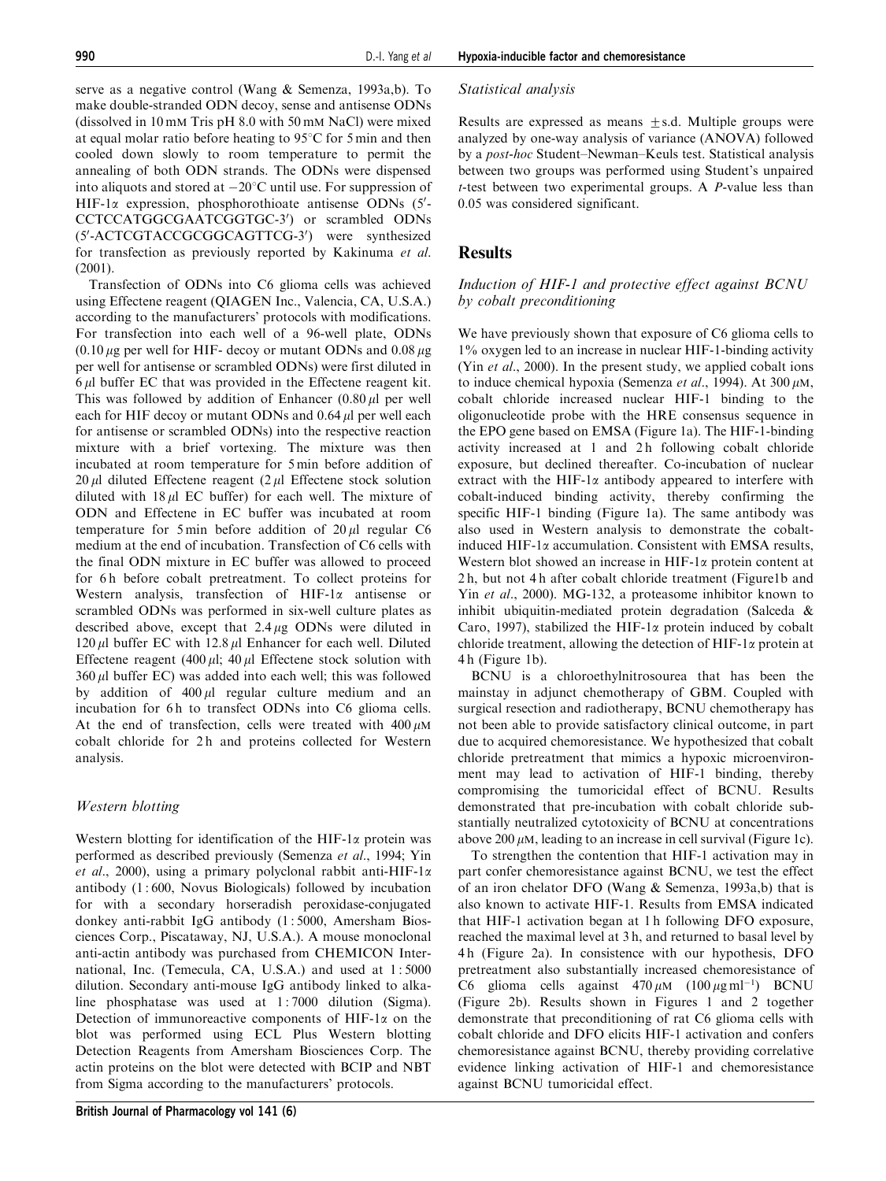serve as a negative control (Wang & Semenza, 1993a,b). To make double-stranded ODN decoy, sense and antisense ODNs (dissolved in 10 mM Tris pH 8.0 with 50 mM NaCl) were mixed at equal molar ratio before heating to 95°C for 5 min and then cooled down slowly to room temperature to permit the annealing of both ODN strands. The ODNs were dispensed into aliquots and stored at −20°C until use. For suppression of HIF-1α expression, phosphorothioate antisense ODNs (5′-CCTCCATGGCGAATCGGTGC-3′) or scrambled ODNs (5′-ACTCGTACCGCGGCAGTTCG-3′) were synthesized for transfection as previously reported by Kakinuma *et al.* (2001).

Transfection of ODNs into C6 glioma cells was achieved using Effectene reagent (QIAGEN Inc., Valencia, CA, U.S.A.) according to the manufacturers' protocols with modifications. For transfection into each well of a 96-well plate, ODNs (0.10 μg per well for HIF- decoy or mutant ODNs and 0.08 μg per well for antisense or scrambled ODNs) were first diluted in 6 μl buffer EC that was provided in the Effectene reagent kit. This was followed by addition of Enhancer (0.80 μl per well each for HIF decoy or mutant ODNs and 0.64 μl per well each for antisense or scrambled ODNs) into the respective reaction mixture with a brief vortexing. The mixture was then incubated at room temperature for 5 min before addition of 20 μl diluted Effectene reagent (2 μl Effectene stock solution diluted with 18 μl EC buffer) for each well. The mixture of ODN and Effectene in EC buffer was incubated at room temperature for 5 min before addition of 20 μl regular C6 medium at the end of incubation. Transfection of C6 cells with the final ODN mixture in EC buffer was allowed to proceed for 6 h before cobalt pretreatment. To collect proteins for Western analysis, transfection of HIF-1α antisense or scrambled ODNs was performed in six-well culture plates as described above, except that 2.4 μg ODNs were diluted in 120 μl buffer EC with 12.8 μl Enhancer for each well. Diluted Effectene reagent (400 μl; 40 μl Effectene stock solution with 360 μl buffer EC) was added into each well; this was followed by addition of 400 μl regular culture medium and an incubation for 6 h to transfect ODNs into C6 glioma cells. At the end of transfection, cells were treated with 400 μM cobalt chloride for 2 h and proteins collected for Western analysis.

### *Western blotting*

Western blotting for identification of the HIF-1α protein was performed as described previously (Semenza *et al.*, 1994; Yin *et al.*, 2000), using a primary polyclonal rabbit anti-HIF-1α antibody (1 : 600, Novus Biologicals) followed by incubation for with a secondary horseradish peroxidase-conjugated donkey anti-rabbit IgG antibody (1 : 5000, Amersham Biosciences Corp., Piscataway, NJ, U.S.A.). A mouse monoclonal anti-actin antibody was purchased from CHEMICON International, Inc. (Temecula, CA, U.S.A.) and used at 1 : 5000 dilution. Secondary anti-mouse IgG antibody linked to alkaline phosphatase was used at 1 : 7000 dilution (Sigma). Detection of immunoreactive components of HIF-1α on the blot was performed using ECL Plus Western blotting Detection Reagents from Amersham Biosciences Corp. The actin proteins on the blot were detected with BCIP and NBT from Sigma according to the manufacturers' protocols.

### *Statistical analysis*

Results are expressed as means ±s.d. Multiple groups were analyzed by one-way analysis of variance (ANOVA) followed by a *post-hoc* Student–Newman–Keuls test. Statistical analysis between two groups was performed using Student's unpaired *t*-test between two experimental groups. A *P*-value less than 0.05 was considered significant.

## Results

### *Induction of HIF-1 and protective effect against BCNU by cobalt preconditioning*

We have previously shown that exposure of C6 glioma cells to 1% oxygen led to an increase in nuclear HIF-1-binding activity (Yin *et al.*, 2000). In the present study, we applied cobalt ions to induce chemical hypoxia (Semenza *et al.*, 1994). At 300 μM, cobalt chloride increased nuclear HIF-1 binding to the oligonucleotide probe with the HRE consensus sequence in the EPO gene based on EMSA (Figure 1a). The HIF-1-binding activity increased at 1 and 2 h following cobalt chloride exposure, but declined thereafter. Co-incubation of nuclear extract with the HIF-1α antibody appeared to interfere with cobalt-induced binding activity, thereby confirming the specific HIF-1 binding (Figure 1a). The same antibody was also used in Western analysis to demonstrate the cobalt-induced HIF-1α accumulation. Consistent with EMSA results, Western blot showed an increase in HIF-1α protein content at 2 h, but not 4 h after cobalt chloride treatment (Figure1b and Yin *et al.*, 2000). MG-132, a proteasome inhibitor known to inhibit ubiquitin-mediated protein degradation (Salceda & Caro, 1997), stabilized the HIF-1α protein induced by cobalt chloride treatment, allowing the detection of HIF-1α protein at 4 h (Figure 1b).

BCNU is a chloroethylnitrosourea that has been the mainstay in adjunct chemotherapy of GBM. Coupled with surgical resection and radiotherapy, BCNU chemotherapy has not been able to provide satisfactory clinical outcome, in part due to acquired chemoresistance. We hypothesized that cobalt chloride pretreatment that mimics a hypoxic microenvironment may lead to activation of HIF-1 binding, thereby compromising the tumoricidal effect of BCNU. Results demonstrated that pre-incubation with cobalt chloride substantially neutralized cytotoxicity of BCNU at concentrations above 200 μM, leading to an increase in cell survival (Figure 1c).

To strengthen the contention that HIF-1 activation may in part confer chemoresistance against BCNU, we test the effect of an iron chelator DFO (Wang & Semenza, 1993a,b) that is also known to activate HIF-1. Results from EMSA indicated that HIF-1 activation began at 1 h following DFO exposure, reached the maximal level at 3 h, and returned to basal level by 4 h (Figure 2a). In consistence with our hypothesis, DFO pretreatment also substantially increased chemoresistance of C6 glioma cells against 470 μM (100 μg ml$^{-1}$) BCNU (Figure 2b). Results shown in Figures 1 and 2 together demonstrate that preconditioning of rat C6 glioma cells with cobalt chloride and DFO elicits HIF-1 activation and confers chemoresistance against BCNU, thereby providing correlative evidence linking activation of HIF-1 and chemoresistance against BCNU tumoricidal effect.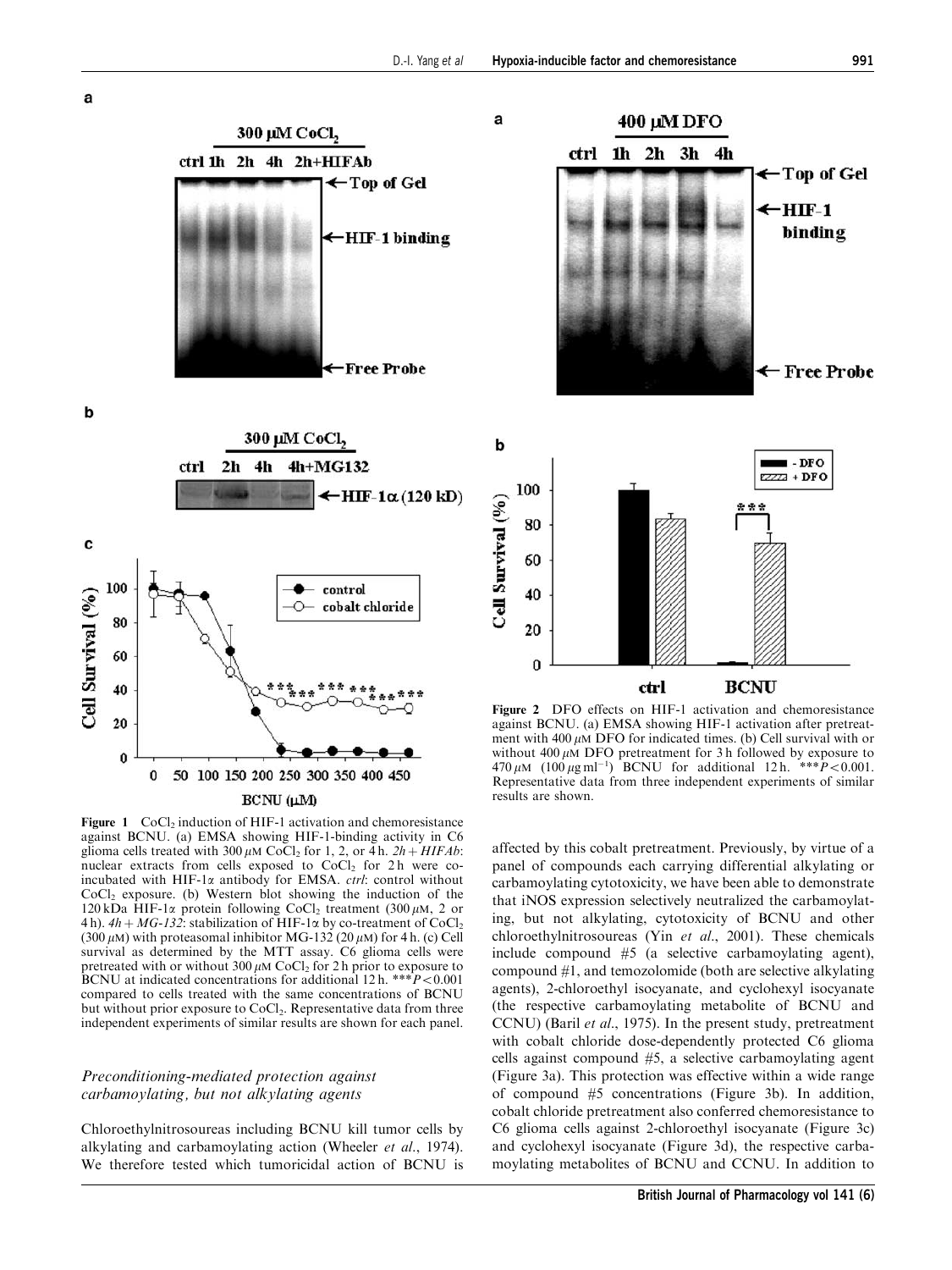**Figure 1** $CoCl_2$ induction of HIF-1 activation and chemoresistance against BCNU. (a) EMSA showing HIF-1-binding activity in C6 glioma cells treated with 300 $\mu$M $CoCl_2$ for 1, 2, or 4 h. *2h + HIFAb*: nuclear extracts from cells exposed to $CoCl_2$ for 2 h were co-incubated with HIF-1$\alpha$ antibody for EMSA. *ctrl*: control without $CoCl_2$ exposure. (b) Western blot showing the induction of the 120 kDa HIF-1$\alpha$ protein following $CoCl_2$ treatment (300 $\mu$M, 2 or 4 h). *4h + MG-132*: stabilization of HIF-1$\alpha$ by co-treatment of $CoCl_2$ (300 $\mu$M) with proteasomal inhibitor MG-132 (20 $\mu$M) for 4 h. (c) Cell survival as determined by the MTT assay. C6 glioma cells were pretreated with or without 300 $\mu$M $CoCl_2$ for 2 h prior to exposure to BCNU at indicated concentrations for additional 12 h. $***P<0.001$ compared to cells treated with the same concentrations of BCNU but without prior exposure to $CoCl_2$. Representative data from three independent experiments of similar results are shown for each panel.

### Preconditioning-mediated protection against carbamoylating, but not alkylating agents

Chloroethylnitrosoureas including BCNU kill tumor cells by alkylating and carbamoylating action (Wheeler *et al*., 1974). We therefore tested which tumoricidal action of BCNU is

**Figure 2** DFO effects on HIF-1 activation and chemoresistance against BCNU. (a) EMSA showing HIF-1 activation after pretreatment with 400 $\mu$M DFO for indicated times. (b) Cell survival with or without 400 $\mu$M DFO pretreatment for 3 h followed by exposure to 470 $\mu$M (100 $\mu$g ml$^{-1}$) BCNU for additional 12 h. $***P<0.001$. Representative data from three independent experiments of similar results are shown.

affected by this cobalt pretreatment. Previously, by virtue of a panel of compounds each carrying differential alkylating or carbamoylating cytotoxicity, we have been able to demonstrate that iNOS expression selectively neutralized the carbamoylating, but not alkylating, cytotoxicity of BCNU and other chloroethylnitrosoureas (Yin *et al*., 2001). These chemicals include compound #5 (a selective carbamoylating agent), compound #1, and temozolomide (both are selective alkylating agents), 2-chloroethyl isocyanate, and cyclohexyl isocyanate (the respective carbamoylating metabolite of BCNU and CCNU) (Baril *et al*., 1975). In the present study, pretreatment with cobalt chloride dose-dependently protected C6 glioma cells against compound #5, a selective carbamoylating agent (Figure 3a). This protection was effective within a wide range of compound #5 concentrations (Figure 3b). In addition, cobalt chloride pretreatment also conferred chemoresistance to C6 glioma cells against 2-chloroethyl isocyanate (Figure 3c) and cyclohexyl isocyanate (Figure 3d), the respective carbamoylating metabolites of BCNU and CCNU. In addition to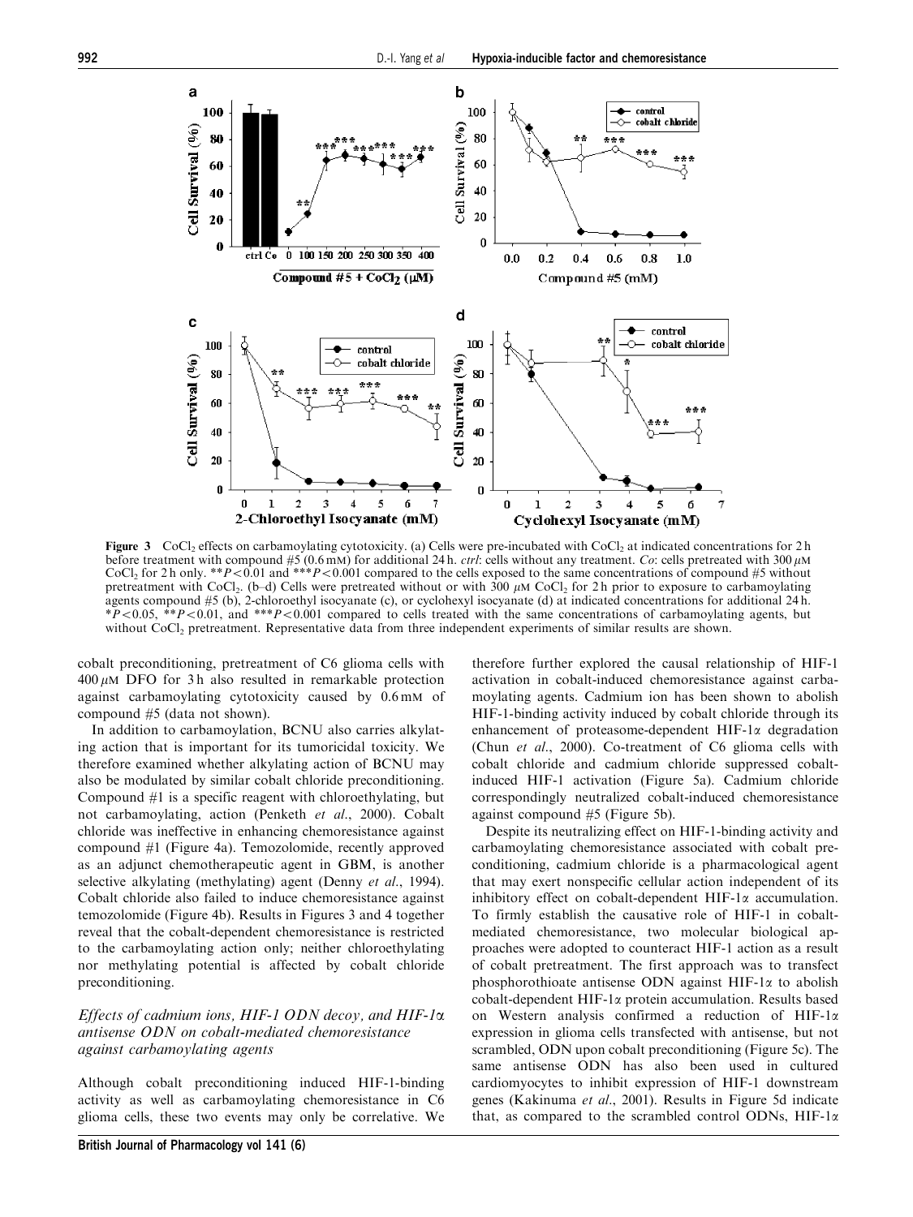Figure 3 $CoCl_2$ effects on carbamoylating cytotoxicity. (a) Cells were pre-incubated with $CoCl_2$ at indicated concentrations for 2 h before treatment with compound #5 (0.6 mM) for additional 24 h. *ctrl*: cells without any treatment. *Co*: cells pretreated with 300 $\mu$M $CoCl_2$ for 2 h only. ** $P<0.01$ and *** $P<0.001$ compared to the cells exposed to the same concentrations of compound #5 without pretreatment with $CoCl_2$. (b–d) Cells were pretreated without or with 300 $\mu$M $CoCl_2$ for 2 h prior to exposure to carbamoylating agents compound #5 (b), 2-chloroethyl isocyanate (c), or cyclohexyl isocyanate (d) at indicated concentrations for additional 24 h. * $P<0.05$, ** $P<0.01$, and *** $P<0.001$ compared to cells treated with the same concentrations of carbamoylating agents, but without $CoCl_2$ pretreatment. Representative data from three independent experiments of similar results are shown.

cobalt preconditioning, pretreatment of C6 glioma cells with 400 $\mu$M DFO for 3 h also resulted in remarkable protection against carbamoylating cytotoxicity caused by 0.6 mM of compound #5 (data not shown).

In addition to carbamoylation, BCNU also carries alkylating action that is important for its tumoricidal toxicity. We therefore examined whether alkylating action of BCNU may also be modulated by similar cobalt chloride preconditioning. Compound #1 is a specific reagent with chloroethylating, but not carbamoylating, action (Penketh *et al*., 2000). Cobalt chloride was ineffective in enhancing chemoresistance against compound #1 (Figure 4a). Temozolomide, recently approved as an adjunct chemotherapeutic agent in GBM, is another selective alkylating (methylating) agent (Denny *et al*., 1994). Cobalt chloride also failed to induce chemoresistance against temozolomide (Figure 4b). Results in Figures 3 and 4 together reveal that the cobalt-dependent chemoresistance is restricted to the carbamoylating action only; neither chloroethylating nor methylating potential is affected by cobalt chloride preconditioning.

### *Effects of cadmium ions, HIF-1 ODN decoy, and HIF-1α antisense ODN on cobalt-mediated chemoresistance against carbamoylating agents*

Although cobalt preconditioning induced HIF-1-binding activity as well as carbamoylating chemoresistance in C6 glioma cells, these two events may only be correlative. We therefore further explored the causal relationship of HIF-1 activation in cobalt-induced chemoresistance against carbamoylating agents. Cadmium ion has been shown to abolish HIF-1-binding activity induced by cobalt chloride through its enhancement of proteasome-dependent HIF-1α degradation (Chun *et al*., 2000). Co-treatment of C6 glioma cells with cobalt chloride and cadmium chloride suppressed cobalt-induced HIF-1 activation (Figure 5a). Cadmium chloride correspondingly neutralized cobalt-induced chemoresistance against compound #5 (Figure 5b).

Despite its neutralizing effect on HIF-1-binding activity and carbamoylating chemoresistance associated with cobalt preconditioning, cadmium chloride is a pharmacological agent that may exert nonspecific cellular action independent of its inhibitory effect on cobalt-dependent HIF-1α accumulation. To firmly establish the causative role of HIF-1 in cobalt-mediated chemoresistance, two molecular biological approaches were adopted to counteract HIF-1 action as a result of cobalt pretreatment. The first approach was to transfect phosphorothioate antisense ODN against HIF-1α to abolish cobalt-dependent HIF-1α protein accumulation. Results based on Western analysis confirmed a reduction of HIF-1α expression in glioma cells transfected with antisense, but not scrambled, ODN upon cobalt preconditioning (Figure 5c). The same antisense ODN has also been used in cultured cardiomyocytes to inhibit expression of HIF-1 downstream genes (Kakinuma *et al*., 2001). Results in Figure 5d indicate that, as compared to the scrambled control ODNs, HIF-1α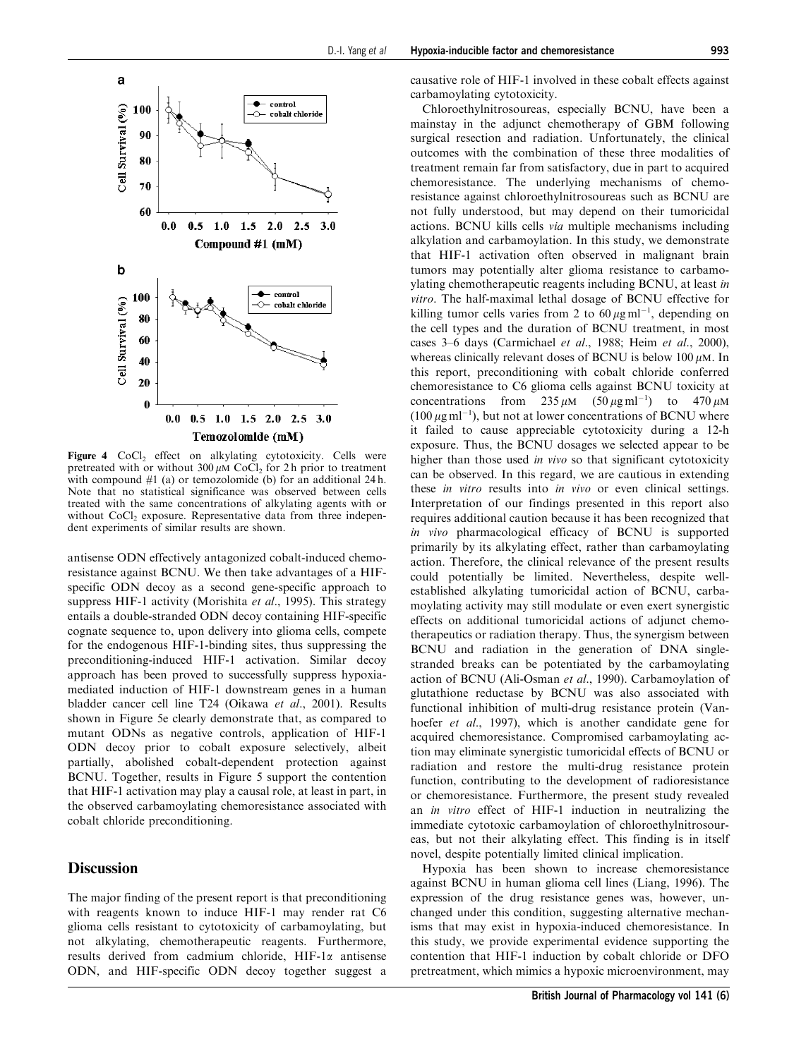Figure 4 $CoCl_2$ effect on alkylating cytotoxicity. Cells were pretreated with or without 300 $\mu$M $CoCl_2$ for 2 h prior to treatment with compound #1 (a) or temozolomide (b) for an additional 24 h. Note that no statistical significance was observed between cells treated with the same concentrations of alkylating agents with or without $CoCl_2$ exposure. Representative data from three independent experiments of similar results are shown.

antisense ODN effectively antagonized cobalt-induced chemoresistance against BCNU. We then take advantages of a HIF-specific ODN decoy as a second gene-specific approach to suppress HIF-1 activity (Morishita *et al*., 1995). This strategy entails a double-stranded ODN decoy containing HIF-specific cognate sequence to, upon delivery into glioma cells, compete for the endogenous HIF-1-binding sites, thus suppressing the preconditioning-induced HIF-1 activation. Similar decoy approach has been proved to successfully suppress hypoxia-mediated induction of HIF-1 downstream genes in a human bladder cancer cell line T24 (Oikawa *et al*., 2001). Results shown in Figure 5e clearly demonstrate that, as compared to mutant ODNs as negative controls, application of HIF-1 ODN decoy prior to cobalt exposure selectively, albeit partially, abolished cobalt-dependent protection against BCNU. Together, results in Figure 5 support the contention that HIF-1 activation may play a causal role, at least in part, in the observed carbamoylating chemoresistance associated with cobalt chloride preconditioning.

## Discussion

The major finding of the present report is that preconditioning with reagents known to induce HIF-1 may render rat C6 glioma cells resistant to cytotoxicity of carbamoylating, but not alkylating, chemotherapeutic reagents. Furthermore, results derived from cadmium chloride, HIF-1$\alpha$ antisense ODN, and HIF-specific ODN decoy together suggest a causative role of HIF-1 involved in these cobalt effects against carbamoylating cytotoxicity.

Chloroethylnitrosoureas, especially BCNU, have been a mainstay in the adjunct chemotherapy of GBM following surgical resection and radiation. Unfortunately, the clinical outcomes with the combination of these three modalities of treatment remain far from satisfactory, due in part to acquired chemoresistance. The underlying mechanisms of chemoresistance against chloroethylnitrosoureas such as BCNU are not fully understood, but may depend on their tumoricidal actions. BCNU kills cells *via* multiple mechanisms including alkylation and carbamoylation. In this study, we demonstrate that HIF-1 activation often observed in malignant brain tumors may potentially alter glioma resistance to carbamoylating chemotherapeutic reagents including BCNU, at least *in vitro*. The half-maximal lethal dosage of BCNU effective for killing tumor cells varies from 2 to 60 $\mu$g ml$^{-1}$, depending on the cell types and the duration of BCNU treatment, in most cases 3–6 days (Carmichael *et al*., 1988; Heim *et al*., 2000), whereas clinically relevant doses of BCNU is below 100 $\mu$M. In this report, preconditioning with cobalt chloride conferred chemoresistance to C6 glioma cells against BCNU toxicity at concentrations from 235 $\mu$M (50 $\mu$g ml$^{-1}$) to 470 $\mu$M (100 $\mu$g ml$^{-1}$), but not at lower concentrations of BCNU where it failed to cause appreciable cytotoxicity during a 12-h exposure. Thus, the BCNU dosages we selected appear to be higher than those used *in vivo* so that significant cytotoxicity can be observed. In this regard, we are cautious in extending these *in vitro* results into *in vivo* or even clinical settings. Interpretation of our findings presented in this report also requires additional caution because it has been recognized that *in vivo* pharmacological efficacy of BCNU is supported primarily by its alkylating effect, rather than carbamoylating action. Therefore, the clinical relevance of the present results could potentially be limited. Nevertheless, despite well-established alkylating tumoricidal action of BCNU, carbamoylating activity may still modulate or even exert synergistic effects on additional tumoricidal actions of adjunct chemotherapeutics or radiation therapy. Thus, the synergism between BCNU and radiation in the generation of DNA single-stranded breaks can be potentiated by the carbamoylating action of BCNU (Ali-Osman *et al*., 1990). Carbamoylation of glutathione reductase by BCNU was also associated with functional inhibition of multi-drug resistance protein (Vanhoefer *et al*., 1997), which is another candidate gene for acquired chemoresistance. Compromised carbamoylating action may eliminate synergistic tumoricidal effects of BCNU or radiation and restore the multi-drug resistance protein function, contributing to the development of radioresistance or chemoresistance. Furthermore, the present study revealed an *in vitro* effect of HIF-1 induction in neutralizing the immediate cytotoxic carbamoylation of chloroethylnitrosoureas, but not their alkylating effect. This finding is in itself novel, despite potentially limited clinical implication.

Hypoxia has been shown to increase chemoresistance against BCNU in human glioma cell lines (Liang, 1996). The expression of the drug resistance genes was, however, unchanged under this condition, suggesting alternative mechanisms that may exist in hypoxia-induced chemoresistance. In this study, we provide experimental evidence supporting the contention that HIF-1 induction by cobalt chloride or DFO pretreatment, which mimics a hypoxic microenvironment, may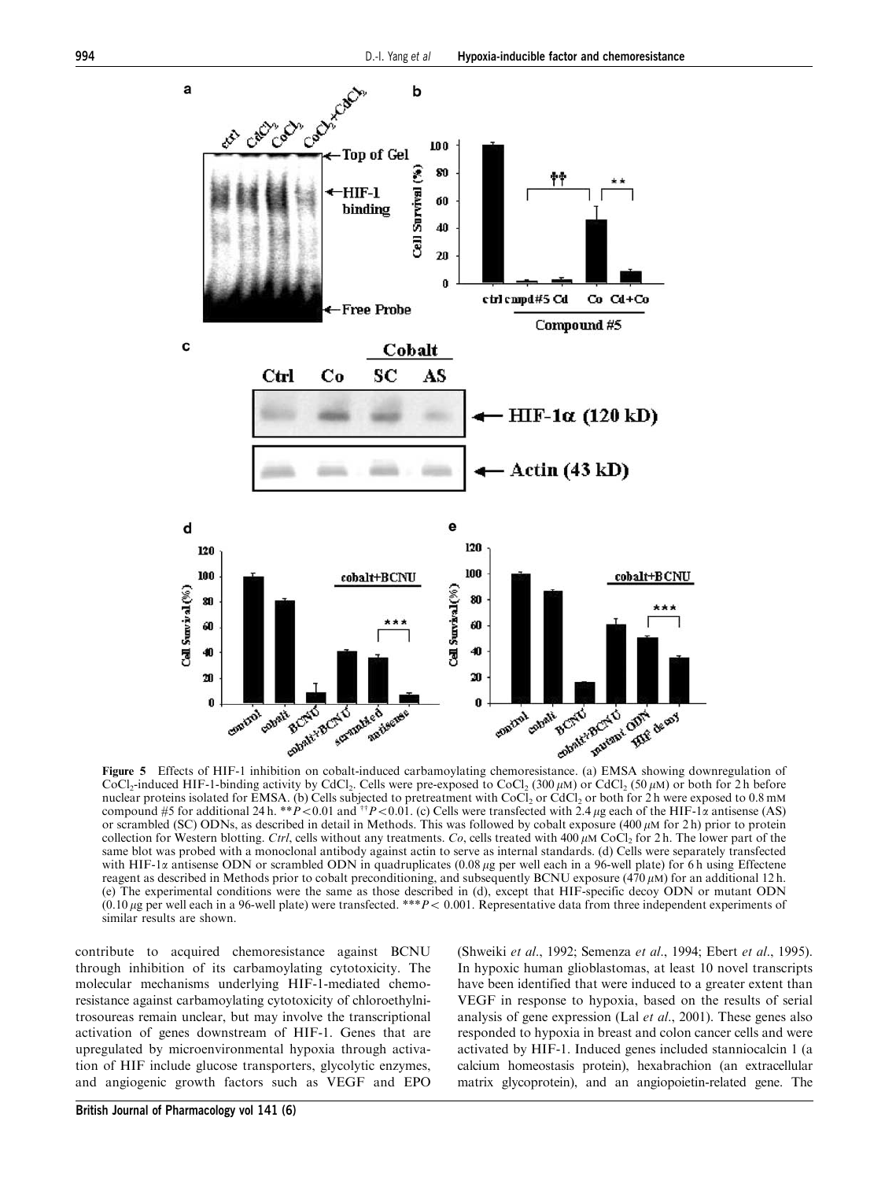**Figure 5** Effects of HIF-1 inhibition on cobalt-induced carbamoylating chemoresistance. (a) EMSA showing downregulation of $CoCl_2$-induced HIF-1-binding activity by $CdCl_2$. Cells were pre-exposed to $CoCl_2$ (300 $\mu$M) or $CdCl_2$ (50 $\mu$M) or both for 2 h before nuclear proteins isolated for EMSA. (b) Cells subjected to pretreatment with $CoCl_2$ or $CdCl_2$ or both for 2 h were exposed to 0.8 mM compound #5 for additional 24 h. $^{**}P<0.01$ and $^{\dagger\dagger}P<0.01$. (c) Cells were transfected with 2.4 $\mu$g each of the HIF-1$\alpha$ antisense (AS) or scrambled (SC) ODNs, as described in detail in Methods. This was followed by cobalt exposure (400 $\mu$M for 2 h) prior to protein collection for Western blotting. *Ctrl*, cells without any treatments. *Co*, cells treated with 400 $\mu$M $CoCl_2$ for 2 h. The lower part of the same blot was probed with a monoclonal antibody against actin to serve as internal standards. (d) Cells were separately transfected with HIF-1$\alpha$ antisense ODN or scrambled ODN in quadruplicates (0.08 $\mu$g per well each in a 96-well plate) for 6 h using Effectene reagent as described in Methods prior to cobalt preconditioning, and subsequently BCNU exposure (470 $\mu$M) for an additional 12 h. (e) The experimental conditions were the same as those described in (d), except that HIF-specific decoy ODN or mutant ODN (0.10 $\mu$g per well each in a 96-well plate) were transfected. $^{***}P<0.001$. Representative data from three independent experiments of similar results are shown.

contribute to acquired chemoresistance against BCNU through inhibition of its carbamoylating cytotoxicity. The molecular mechanisms underlying HIF-1-mediated chemoresistance against carbamoylating cytotoxicity of chloroethylnitrosoureas remain unclear, but may involve the transcriptional activation of genes downstream of HIF-1. Genes that are upregulated by microenvironmental hypoxia through activation of HIF include glucose transporters, glycolytic enzymes, and angiogenic growth factors such as VEGF and EPO (Shweiki *et al*., 1992; Semenza *et al*., 1994; Ebert *et al*., 1995). In hypoxic human glioblastomas, at least 10 novel transcripts have been identified that were induced to a greater extent than VEGF in response to hypoxia, based on the results of serial analysis of gene expression (Lal *et al*., 2001). These genes also responded to hypoxia in breast and colon cancer cells and were activated by HIF-1. Induced genes included stanniocalcin 1 (a calcium homeostasis protein), hexabrachion (an extracellular matrix glycoprotein), and an angiopoietin-related gene. The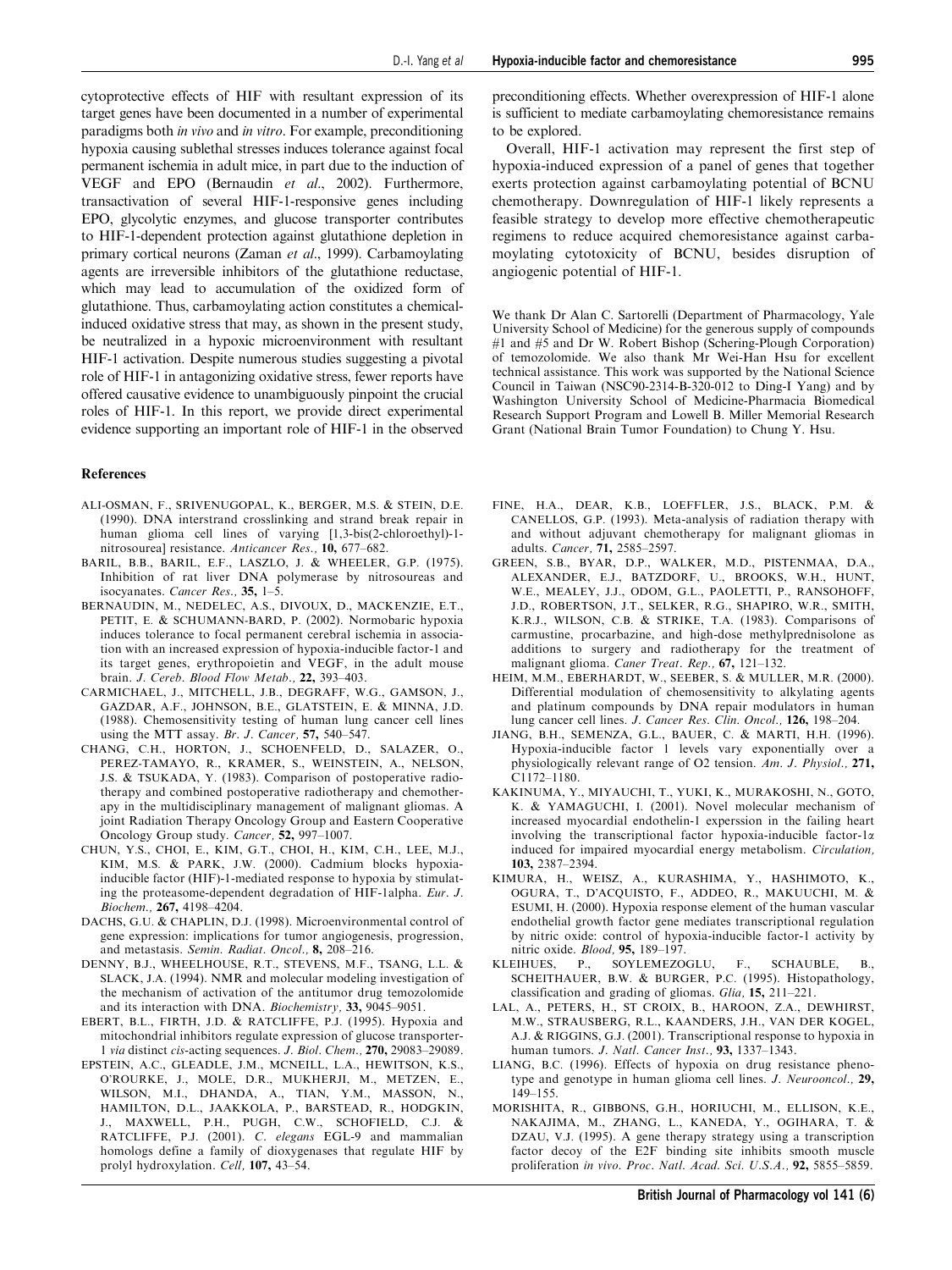cytoprotective effects of HIF with resultant expression of its target genes have been documented in a number of experimental paradigms both *in vivo* and *in vitro*. For example, preconditioning hypoxia causing sublethal stresses induces tolerance against focal permanent ischemia in adult mice, in part due to the induction of VEGF and EPO (Bernaudin *et al*., 2002). Furthermore, transactivation of several HIF-1-responsive genes including EPO, glycolytic enzymes, and glucose transporter contributes to HIF-1-dependent protection against glutathione depletion in primary cortical neurons (Zaman *et al*., 1999). Carbamoylating agents are irreversible inhibitors of the glutathione reductase, which may lead to accumulation of the oxidized form of glutathione. Thus, carbamoylating action constitutes a chemical-induced oxidative stress that may, as shown in the present study, be neutralized in a hypoxic microenvironment with resultant HIF-1 activation. Despite numerous studies suggesting a pivotal role of HIF-1 in antagonizing oxidative stress, fewer reports have offered causative evidence to unambiguously pinpoint the crucial roles of HIF-1. In this report, we provide direct experimental evidence supporting an important role of HIF-1 in the observed preconditioning effects. Whether overexpression of HIF-1 alone is sufficient to mediate carbamoylating chemoresistance remains to be explored.

Overall, HIF-1 activation may represent the first step of hypoxia-induced expression of a panel of genes that together exerts protection against carbamoylating potential of BCNU chemotherapy. Downregulation of HIF-1 likely represents a feasible strategy to develop more effective chemotherapeutic regimens to reduce acquired chemoresistance against carbamoylating cytotoxicity of BCNU, besides disruption of angiogenic potential of HIF-1.

We thank Dr Alan C. Sartorelli (Department of Pharmacology, Yale University School of Medicine) for the generous supply of compounds #1 and #5 and Dr W. Robert Bishop (Schering-Plough Corporation) of temozolomide. We also thank Mr Wei-Han Hsu for excellent technical assistance. This work was supported by the National Science Council in Taiwan (NSC90-2314-B-320-012 to Ding-I Yang) and by Washington University School of Medicine-Pharmacia Biomedical Research Support Program and Lowell B. Miller Memorial Research Grant (National Brain Tumor Foundation) to Chung Y. Hsu.

## References

ALI-OSMAN, F., SRIVENUGOPAL, K., BERGER, M.S. & STEIN, D.E. (1990). DNA interstrand crosslinking and strand break repair in human glioma cell lines of varying [1,3-bis(2-chloroethyl)-1-nitrosourea] resistance. *Anticancer Res.*, **10,** 677–682.

BARIL, B.B., BARIL, E.F., LASZLO, J. & WHEELER, G.P. (1975). Inhibition of rat liver DNA polymerase by nitrosoureas and isocyanates. *Cancer Res.*, **35,** 1–5.

BERNAUDIN, M., NEDELEC, A.S., DIVOUX, D., MACKENZIE, E.T., PETIT, E. & SCHUMANN-BARD, P. (2002). Normobaric hypoxia induces tolerance to focal permanent cerebral ischemia in association with an increased expression of hypoxia-inducible factor-1 and its target genes, erythropoietin and VEGF, in the adult mouse brain. *J. Cereb. Blood Flow Metab.*, **22,** 393–403.

CARMICHAEL, J., MITCHELL, J.B., DEGRAFF, W.G., GAMSON, J., GAZDAR, A.F., JOHNSON, B.E., GLATSTEIN, E. & MINNA, J.D. (1988). Chemosensitivity testing of human lung cancer cell lines using the MTT assay. *Br. J. Cancer*, **57,** 540–547.

CHANG, C.H., HORTON, J., SCHOENFELD, D., SALAZER, O., PEREZ-TAMAYO, R., KRAMER, S., WEINSTEIN, A., NELSON, J.S. & TSUKADA, Y. (1983). Comparison of postoperative radiotherapy and combined postoperative radiotherapy and chemotherapy in the multidisciplinary management of malignant gliomas. A joint Radiation Therapy Oncology Group and Eastern Cooperative Oncology Group study. *Cancer*, **52,** 997–1007.

CHUN, Y.S., CHOI, E., KIM, G.T., CHOI, H., KIM, C.H., LEE, M.J., KIM, M.S. & PARK, J.W. (2000). Cadmium blocks hypoxia-inducible factor (HIF)-1-mediated response to hypoxia by stimulating the proteasome-dependent degradation of HIF-1alpha. *Eur. J. Biochem.*, **267,** 4198–4204.

DACHS, G.U. & CHAPLIN, D.J. (1998). Microenvironmental control of gene expression: implications for tumor angiogenesis, progression, and metastasis. *Semin. Radiat. Oncol.*, **8,** 208–216.

DENNY, B.J., WHEELHOUSE, R.T., STEVENS, M.F., TSANG, L.L. & SLACK, J.A. (1994). NMR and molecular modeling investigation of the mechanism of activation of the antitumor drug temozolomide and its interaction with DNA. *Biochemistry*, **33,** 9045–9051.

EBERT, B.L., FIRTH, J.D. & RATCLIFFE, P.J. (1995). Hypoxia and mitochondrial inhibitors regulate expression of glucose transporter-1 *via* distinct *cis*-acting sequences. *J. Biol. Chem.*, **270,** 29083–29089.

EPSTEIN, A.C., GLEADLE, J.M., MCNEILL, L.A., HEWITSON, K.S., O'ROURKE, J., MOLE, D.R., MUKHERJI, M., METZEN, E., WILSON, M.I., DHANDA, A., TIAN, Y.M., MASSON, N., HAMILTON, D.L., JAAKKOLA, P., BARSTEAD, R., HODGKIN, J., MAXWELL, P.H., PUGH, C.W., SCHOFIELD, C.J. & RATCLIFFE, P.J. (2001). *C. elegans* EGL-9 and mammalian homologs define a family of dioxygenases that regulate HIF by prolyl hydroxylation. *Cell*, **107,** 43–54.

FINE, H.A., DEAR, K.B., LOEFFLER, J.S., BLACK, P.M. & CANELLOS, G.P. (1993). Meta-analysis of radiation therapy with and without adjuvant chemotherapy for malignant gliomas in adults. *Cancer*, **71,** 2585–2597.

GREEN, S.B., BYAR, D.P., WALKER, M.D., PISTENMAA, D.A., ALEXANDER, E.J., BATZDORF, U., BROOKS, W.H., HUNT, W.E., MEALEY, J.J., ODOM, G.L., PAOLETTI, P., RANSOHOFF, J.D., ROBERTSON, J.T., SELKER, R.G., SHAPIRO, W.R., SMITH, K.R.J., WILSON, C.B. & STRIKE, T.A. (1983). Comparisons of carmustine, procarbazine, and high-dose methylprednisolone as additions to surgery and radiotherapy for the treatment of malignant glioma. *Caner Treat. Rep.*, **67,** 121–132.

HEIM, M.M., EBERHARDT, W., SEEBER, S. & MULLER, M.R. (2000). Differential modulation of chemosensitivity to alkylating agents and platinum compounds by DNA repair modulators in human lung cancer cell lines. *J. Cancer Res. Clin. Oncol.*, **126,** 198–204.

JIANG, B.H., SEMENZA, G.L., BAUER, C. & MARTI, H.H. (1996). Hypoxia-inducible factor 1 levels vary exponentially over a physiologically relevant range of O2 tension. *Am. J. Physiol.*, **271,** C1172–1180.

KAKINUMA, Y., MIYAUCHI, T., YUKI, K., MURAKOSHI, N., GOTO, K. & YAMAGUCHI, I. (2001). Novel molecular mechanism of increased myocardial endothelin-1 experssion in the failing heart involving the transcriptional factor hypoxia-inducible factor-1α induced for impaired myocardial energy metabolism. *Circulation*, **103,** 2387–2394.

KIMURA, H., WEISZ, A., KURASHIMA, Y., HASHIMOTO, K., OGURA, T., D'ACQUISTO, F., ADDEO, R., MAKUUCHI, M. & ESUMI, H. (2000). Hypoxia response element of the human vascular endothelial growth factor gene mediates transcriptional regulation by nitric oxide: control of hypoxia-inducible factor-1 activity by nitric oxide. *Blood*, **95,** 189–197.

KLEIHUES, P., SOYLEMEZOGLU, F., SCHAUBLE, B., SCHEITHAUER, B.W. & BURGER, P.C. (1995). Histopathology, classification and grading of gliomas. *Glia*, **15,** 211–221.

LAL, A., PETERS, H., ST CROIX, B., HAROON, Z.A., DEWHIRST, M.W., STRAUSBERG, R.L., KAANDERS, J.H., VAN DER KOGEL, A.J. & RIGGINS, G.J. (2001). Transcriptional response to hypoxia in human tumors. *J. Natl. Cancer Inst.*, **93,** 1337–1343.

LIANG, B.C. (1996). Effects of hypoxia on drug resistance phenotype and genotype in human glioma cell lines. *J. Neurooncol.*, **29,** 149–155.

MORISHITA, R., GIBBONS, G.H., HORIUCHI, M., ELLISON, K.E., NAKAJIMA, M., ZHANG, L., KANEDA, Y., OGIHARA, T. & DZAU, V.J. (1995). A gene therapy strategy using a transcription factor decoy of the E2F binding site inhibits smooth muscle proliferation *in vivo*. *Proc. Natl. Acad. Sci. U.S.A.*, **92,** 5855–5859.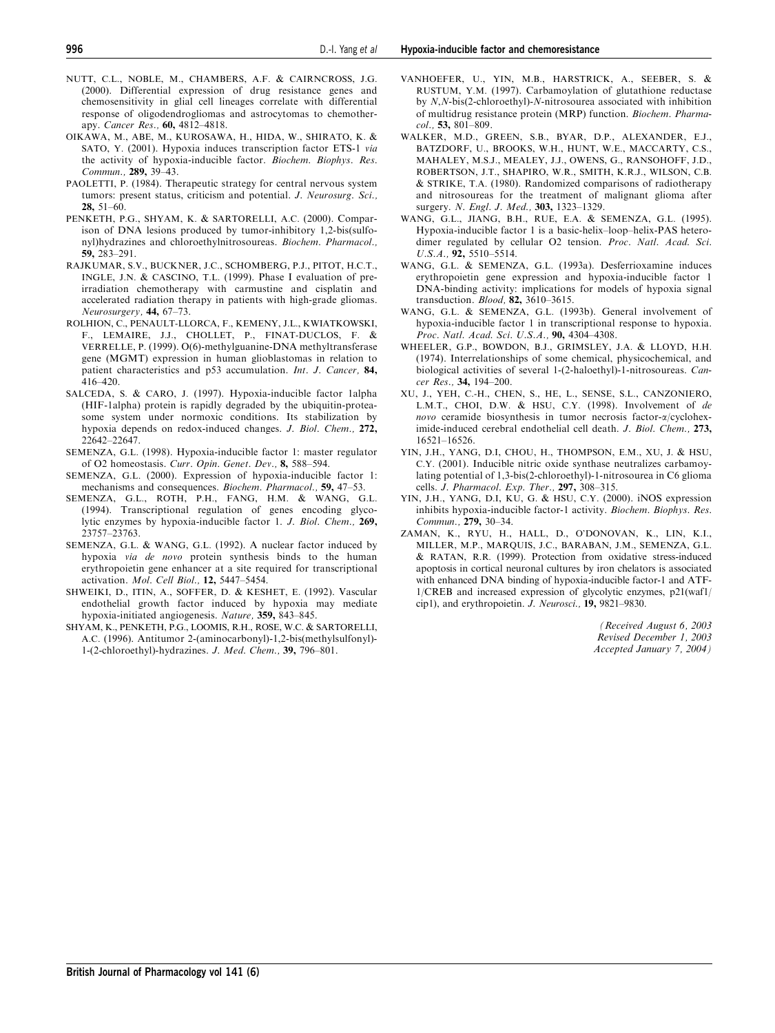NUTT, C.L., NOBLE, M., CHAMBERS, A.F. & CAIRNCROSS, J.G. (2000). Differential expression of drug resistance genes and chemosensitivity in glial cell lineages correlate with differential response of oligodendrogliomas and astrocytomas to chemotherapy. *Cancer Res.,* **60,** 4812–4818.

OIKAWA, M., ABE, M., KUROSAWA, H., HIDA, W., SHIRATO, K. & SATO, Y. (2001). Hypoxia induces transcription factor ETS-1 *via* the activity of hypoxia-inducible factor. *Biochem. Biophys. Res. Commun.,* **289,** 39–43.

PAOLETTI, P. (1984). Therapeutic strategy for central nervous system tumors: present status, criticism and potential. *J. Neurosurg. Sci.,* **28,** 51–60.

PENKETH, P.G., SHYAM, K. & SARTORELLI, A.C. (2000). Comparison of DNA lesions produced by tumor-inhibitory 1,2-bis(sulfonyl)hydrazines and chloroethylnitrosoureas. *Biochem. Pharmacol.,* **59,** 283–291.

RAJKUMAR, S.V., BUCKNER, J.C., SCHOMBERG, P.J., PITOT, H.C.T., INGLE, J.N. & CASCINO, T.L. (1999). Phase I evaluation of preirradiation chemotherapy with carmustine and cisplatin and accelerated radiation therapy in patients with high-grade gliomas. *Neurosurgery,* **44,** 67–73.

ROLHION, C., PENAULT-LLORCA, F., KEMENY, J.L., KWIATKOWSKI, F., LEMAIRE, J.J., CHOLLET, P., FINAT-DUCLOS, F. & VERRELLE, P. (1999). O(6)-methylguanine-DNA methyltransferase gene (MGMT) expression in human glioblastomas in relation to patient characteristics and p53 accumulation. *Int. J. Cancer,* **84,** 416–420.

SALCEDA, S. & CARO, J. (1997). Hypoxia-inducible factor 1alpha (HIF-1alpha) protein is rapidly degraded by the ubiquitin-proteasome system under normoxic conditions. Its stabilization by hypoxia depends on redox-induced changes. *J. Biol. Chem.,* **272,** 22642–22647.

SEMENZA, G.L. (1998). Hypoxia-inducible factor 1: master regulator of O2 homeostasis. *Curr. Opin. Genet. Dev.,* **8,** 588–594.

SEMENZA, G.L. (2000). Expression of hypoxia-inducible factor 1: mechanisms and consequences. *Biochem. Pharmacol.,* **59,** 47–53.

SEMENZA, G.L., ROTH, P.H., FANG, H.M. & WANG, G.L. (1994). Transcriptional regulation of genes encoding glycolytic enzymes by hypoxia-inducible factor 1. *J. Biol. Chem.,* **269,** 23757–23763.

SEMENZA, G.L. & WANG, G.L. (1992). A nuclear factor induced by hypoxia *via de novo* protein synthesis binds to the human erythropoietin gene enhancer at a site required for transcriptional activation. *Mol. Cell Biol.,* **12,** 5447–5454.

SHWEIKI, D., ITIN, A., SOFFER, D. & KESHET, E. (1992). Vascular endothelial growth factor induced by hypoxia may mediate hypoxia-initiated angiogenesis. *Nature,* **359,** 843–845.

SHYAM, K., PENKETH, P.G., LOOMIS, R.H., ROSE, W.C. & SARTORELLI, A.C. (1996). Antitumor 2-(aminocarbonyl)-1,2-bis(methylsulfonyl)-1-(2-chloroethyl)-hydrazines. *J. Med. Chem.,* **39,** 796–801.

VANHOEFER, U., YIN, M.B., HARSTRICK, A., SEEBER, S. & RUSTUM, Y.M. (1997). Carbamoylation of glutathione reductase by *N,N*-bis(2-chloroethyl)-*N*-nitrosourea associated with inhibition of multidrug resistance protein (MRP) function. *Biochem. Pharmacol.,* **53,** 801–809.

WALKER, M.D., GREEN, S.B., BYAR, D.P., ALEXANDER, E.J., BATZDORF, U., BROOKS, W.H., HUNT, W.E., MACCARTY, C.S., MAHALEY, M.S.J., MEALEY, J.J., OWENS, G., RANSOHOFF, J.D., ROBERTSON, J.T., SHAPIRO, W.R., SMITH, K.R.J., WILSON, C.B. & STRIKE, T.A. (1980). Randomized comparisons of radiotherapy and nitrosoureas for the treatment of malignant glioma after surgery. *N. Engl. J. Med.,* **303,** 1323–1329.

WANG, G.L., JIANG, B.H., RUE, E.A. & SEMENZA, G.L. (1995). Hypoxia-inducible factor 1 is a basic-helix–loop–helix-PAS heterodimer regulated by cellular O2 tension. *Proc. Natl. Acad. Sci. U.S.A.,* **92,** 5510–5514.

WANG, G.L. & SEMENZA, G.L. (1993a). Desferrioxamine induces erythropoietin gene expression and hypoxia-inducible factor 1 DNA-binding activity: implications for models of hypoxia signal transduction. *Blood,* **82,** 3610–3615.

WANG, G.L. & SEMENZA, G.L. (1993b). General involvement of hypoxia-inducible factor 1 in transcriptional response to hypoxia. *Proc. Natl. Acad. Sci. U.S.A.,* **90,** 4304–4308.

WHEELER, G.P., BOWDON, B.J., GRIMSLEY, J.A. & LLOYD, H.H. (1974). Interrelationships of some chemical, physicochemical, and biological activities of several 1-(2-haloethyl)-1-nitrosoureas. *Cancer Res.,* **34,** 194–200.

XU, J., YEH, C.-H., CHEN, S., HE, L., SENSE, S.L., CANZONIERO, L.M.T., CHOI, D.W. & HSU, C.Y. (1998). Involvement of *de novo* ceramide biosynthesis in tumor necrosis factor-α/cycloheximide-induced cerebral endothelial cell death. *J. Biol. Chem.,* **273,** 16521–16526.

YIN, J.H., YANG, D.I, CHOU, H., THOMPSON, E.M., XU, J. & HSU, C.Y. (2001). Inducible nitric oxide synthase neutralizes carbamoylating potential of 1,3-bis(2-chloroethyl)-1-nitrosourea in C6 glioma cells. *J. Pharmacol. Exp. Ther.,* **297,** 308–315.

YIN, J.H., YANG, D.I, KU, G. & HSU, C.Y. (2000). iNOS expression inhibits hypoxia-inducible factor-1 activity. *Biochem. Biophys. Res. Commun.,* **279,** 30–34.

ZAMAN, K., RYU, H., HALL, D., O'DONOVAN, K., LIN, K.I., MILLER, M.P., MARQUIS, J.C., BARABAN, J.M., SEMENZA, G.L. & RATAN, R.R. (1999). Protection from oxidative stress-induced apoptosis in cortical neuronal cultures by iron chelators is associated with enhanced DNA binding of hypoxia-inducible factor-1 and ATF-1/CREB and increased expression of glycolytic enzymes, p21(waf1/cip1), and erythropoietin. *J. Neurosci.,* **19,** 9821–9830.

*(Received August 6, 2003*
*Revised December 1, 2003*
*Accepted January 7, 2004)*